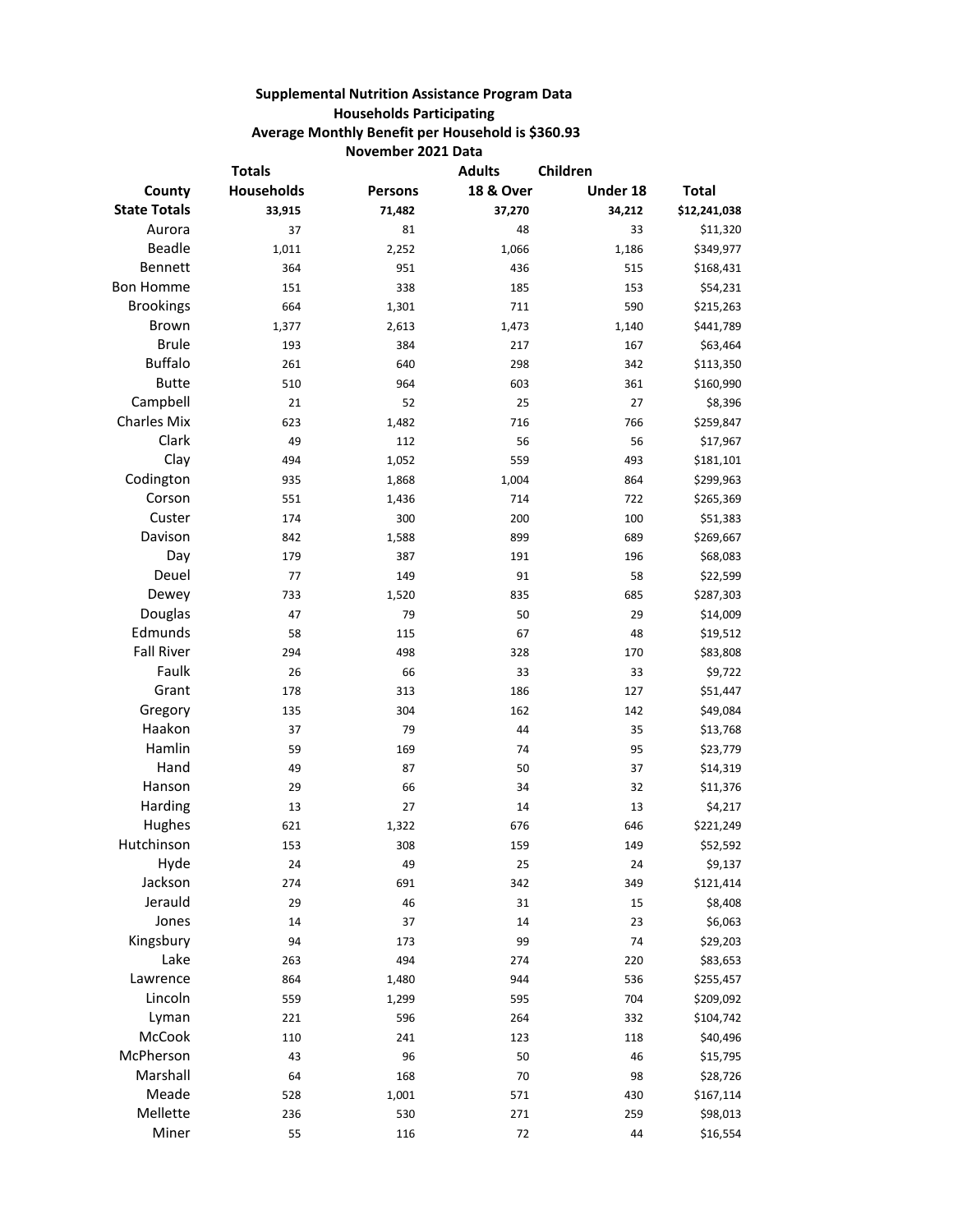**Supplemental Nutrition Assistance Program Data**
**Households Participating**
**Average Monthly Benefit per Household is $360.93**
**November 2021 Data**

| County | Totals Households | Persons | Adults 18 & Over | Children Under 18 | Total |
|---|---|---|---|---|---|
| **State Totals** | **33,915** | **71,482** | **37,270** | **34,212** | **$12,241,038** |
| Aurora | 37 | 81 | 48 | 33 | $11,320 |
| Beadle | 1,011 | 2,252 | 1,066 | 1,186 | $349,977 |
| Bennett | 364 | 951 | 436 | 515 | $168,431 |
| Bon Homme | 151 | 338 | 185 | 153 | $54,231 |
| Brookings | 664 | 1,301 | 711 | 590 | $215,263 |
| Brown | 1,377 | 2,613 | 1,473 | 1,140 | $441,789 |
| Brule | 193 | 384 | 217 | 167 | $63,464 |
| Buffalo | 261 | 640 | 298 | 342 | $113,350 |
| Butte | 510 | 964 | 603 | 361 | $160,990 |
| Campbell | 21 | 52 | 25 | 27 | $8,396 |
| Charles Mix | 623 | 1,482 | 716 | 766 | $259,847 |
| Clark | 49 | 112 | 56 | 56 | $17,967 |
| Clay | 494 | 1,052 | 559 | 493 | $181,101 |
| Codington | 935 | 1,868 | 1,004 | 864 | $299,963 |
| Corson | 551 | 1,436 | 714 | 722 | $265,369 |
| Custer | 174 | 300 | 200 | 100 | $51,383 |
| Davison | 842 | 1,588 | 899 | 689 | $269,667 |
| Day | 179 | 387 | 191 | 196 | $68,083 |
| Deuel | 77 | 149 | 91 | 58 | $22,599 |
| Dewey | 733 | 1,520 | 835 | 685 | $287,303 |
| Douglas | 47 | 79 | 50 | 29 | $14,009 |
| Edmunds | 58 | 115 | 67 | 48 | $19,512 |
| Fall River | 294 | 498 | 328 | 170 | $83,808 |
| Faulk | 26 | 66 | 33 | 33 | $9,722 |
| Grant | 178 | 313 | 186 | 127 | $51,447 |
| Gregory | 135 | 304 | 162 | 142 | $49,084 |
| Haakon | 37 | 79 | 44 | 35 | $13,768 |
| Hamlin | 59 | 169 | 74 | 95 | $23,779 |
| Hand | 49 | 87 | 50 | 37 | $14,319 |
| Hanson | 29 | 66 | 34 | 32 | $11,376 |
| Harding | 13 | 27 | 14 | 13 | $4,217 |
| Hughes | 621 | 1,322 | 676 | 646 | $221,249 |
| Hutchinson | 153 | 308 | 159 | 149 | $52,592 |
| Hyde | 24 | 49 | 25 | 24 | $9,137 |
| Jackson | 274 | 691 | 342 | 349 | $121,414 |
| Jerauld | 29 | 46 | 31 | 15 | $8,408 |
| Jones | 14 | 37 | 14 | 23 | $6,063 |
| Kingsbury | 94 | 173 | 99 | 74 | $29,203 |
| Lake | 263 | 494 | 274 | 220 | $83,653 |
| Lawrence | 864 | 1,480 | 944 | 536 | $255,457 |
| Lincoln | 559 | 1,299 | 595 | 704 | $209,092 |
| Lyman | 221 | 596 | 264 | 332 | $104,742 |
| McCook | 110 | 241 | 123 | 118 | $40,496 |
| McPherson | 43 | 96 | 50 | 46 | $15,795 |
| Marshall | 64 | 168 | 70 | 98 | $28,726 |
| Meade | 528 | 1,001 | 571 | 430 | $167,114 |
| Mellette | 236 | 530 | 271 | 259 | $98,013 |
| Miner | 55 | 116 | 72 | 44 | $16,554 |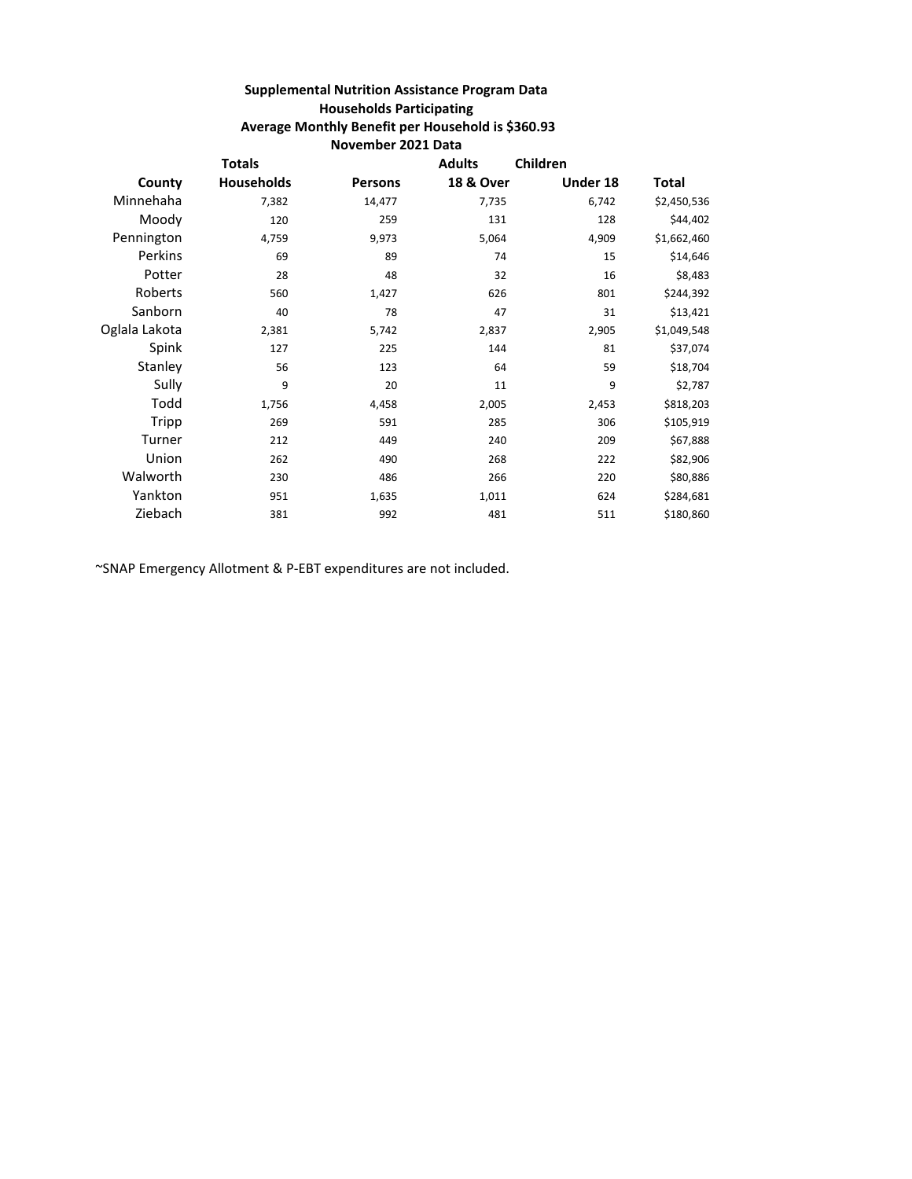**Supplemental Nutrition Assistance Program Data**
**Households Participating**
**Average Monthly Benefit per Household is $360.93**
**November 2021 Data**

| County | Totals Households | Persons | Adults 18 & Over | Children Under 18 | Total |
|---|---|---|---|---|---|
| Minnehaha | 7,382 | 14,477 | 7,735 | 6,742 | $2,450,536 |
| Moody | 120 | 259 | 131 | 128 | $44,402 |
| Pennington | 4,759 | 9,973 | 5,064 | 4,909 | $1,662,460 |
| Perkins | 69 | 89 | 74 | 15 | $14,646 |
| Potter | 28 | 48 | 32 | 16 | $8,483 |
| Roberts | 560 | 1,427 | 626 | 801 | $244,392 |
| Sanborn | 40 | 78 | 47 | 31 | $13,421 |
| Oglala Lakota | 2,381 | 5,742 | 2,837 | 2,905 | $1,049,548 |
| Spink | 127 | 225 | 144 | 81 | $37,074 |
| Stanley | 56 | 123 | 64 | 59 | $18,704 |
| Sully | 9 | 20 | 11 | 9 | $2,787 |
| Todd | 1,756 | 4,458 | 2,005 | 2,453 | $818,203 |
| Tripp | 269 | 591 | 285 | 306 | $105,919 |
| Turner | 212 | 449 | 240 | 209 | $67,888 |
| Union | 262 | 490 | 268 | 222 | $82,906 |
| Walworth | 230 | 486 | 266 | 220 | $80,886 |
| Yankton | 951 | 1,635 | 1,011 | 624 | $284,681 |
| Ziebach | 381 | 992 | 481 | 511 | $180,860 |

~SNAP Emergency Allotment & P-EBT expenditures are not included.